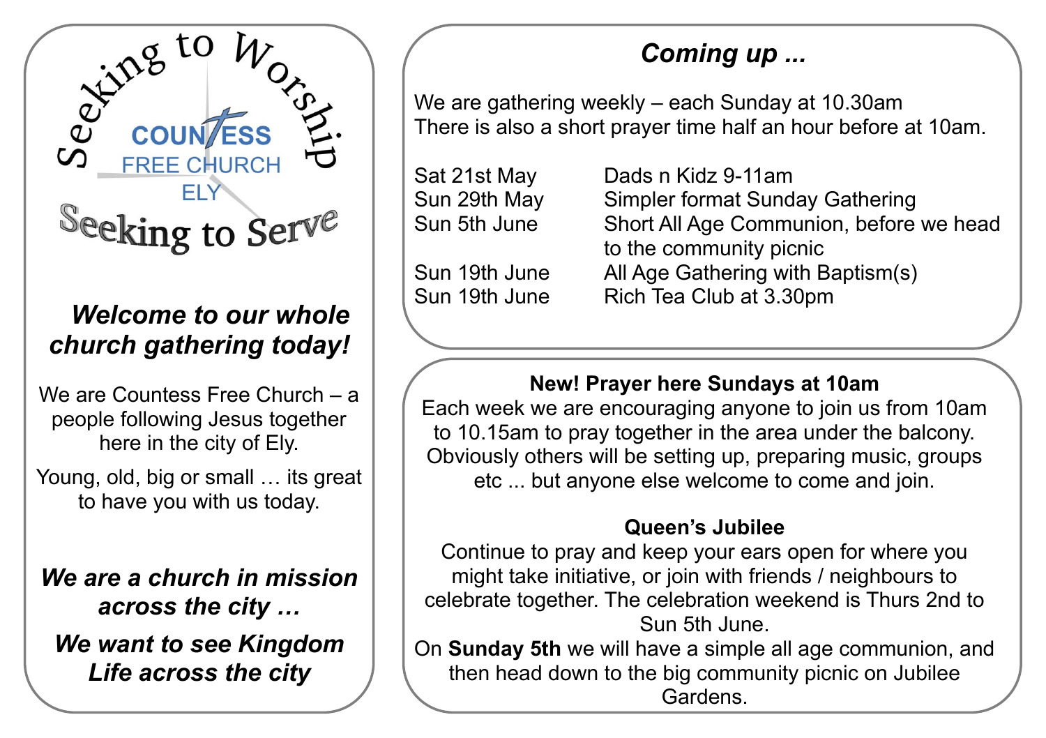Seeking to Worship

COUNTESS FREE CHURCH ELY

Seeking to Serve

***Welcome to our whole church gathering today!***

We are Countess Free Church – a people following Jesus together here in the city of Ely.

Young, old, big or small … its great to have you with us today.

***We are a church in mission across the city …***

***We want to see Kingdom Life across the city***

## *Coming up ...*

We are gathering weekly – each Sunday at 10.30am
There is also a short prayer time half an hour before at 10am.

| | |
|---|---|
| Sat 21st May | Dads n Kidz 9-11am |
| Sun 29th May | Simpler format Sunday Gathering |
| Sun 5th June | Short All Age Communion, before we head to the community picnic |
| Sun 19th June | All Age Gathering with Baptism(s) |
| Sun 19th June | Rich Tea Club at 3.30pm |

**New! Prayer here Sundays at 10am**

Each week we are encouraging anyone to join us from 10am to 10.15am to pray together in the area under the balcony. Obviously others will be setting up, preparing music, groups etc ... but anyone else welcome to come and join.

**Queen's Jubilee**

Continue to pray and keep your ears open for where you might take initiative, or join with friends / neighbours to celebrate together. The celebration weekend is Thurs 2nd to Sun 5th June.

On **Sunday 5th** we will have a simple all age communion, and then head down to the big community picnic on Jubilee Gardens.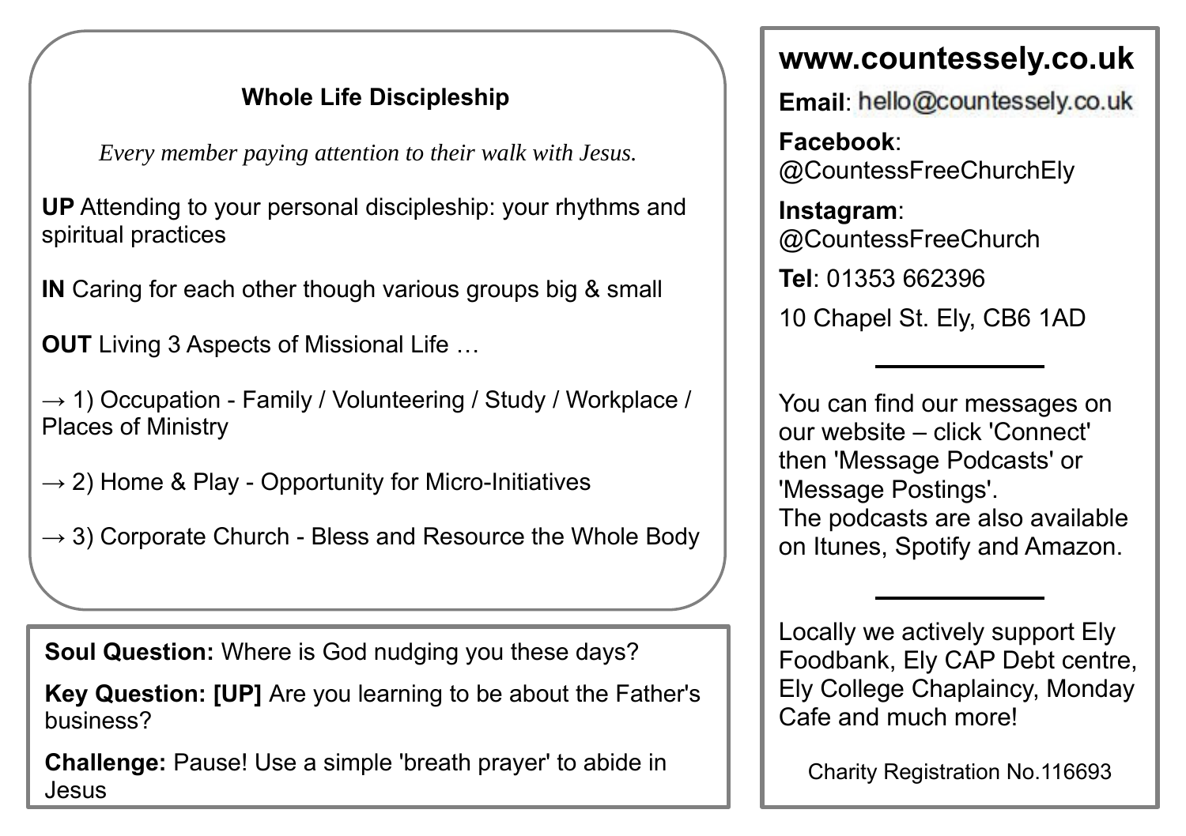## Whole Life Discipleship

*Every member paying attention to their walk with Jesus.*

**UP** Attending to your personal discipleship: your rhythms and spiritual practices

**IN** Caring for each other though various groups big & small

**OUT** Living 3 Aspects of Missional Life …

→ 1) Occupation - Family / Volunteering / Study / Workplace / Places of Ministry

→ 2) Home & Play - Opportunity for Micro-Initiatives

→ 3) Corporate Church - Bless and Resource the Whole Body

**Soul Question:** Where is God nudging you these days?

**Key Question: [UP]** Are you learning to be about the Father's business?

**Challenge:** Pause! Use a simple 'breath prayer' to abide in Jesus

**www.countessely.co.uk**

**Email**: hello@countessely.co.uk

**Facebook**: @CountessFreeChurchEly

**Instagram**: @CountessFreeChurch

**Tel**: 01353 662396

10 Chapel St. Ely, CB6 1AD

---

You can find our messages on our website – click 'Connect' then 'Message Podcasts' or 'Message Postings'.
The podcasts are also available on Itunes, Spotify and Amazon.

---

Locally we actively support Ely Foodbank, Ely CAP Debt centre, Ely College Chaplaincy, Monday Cafe and much more!

Charity Registration No.116693